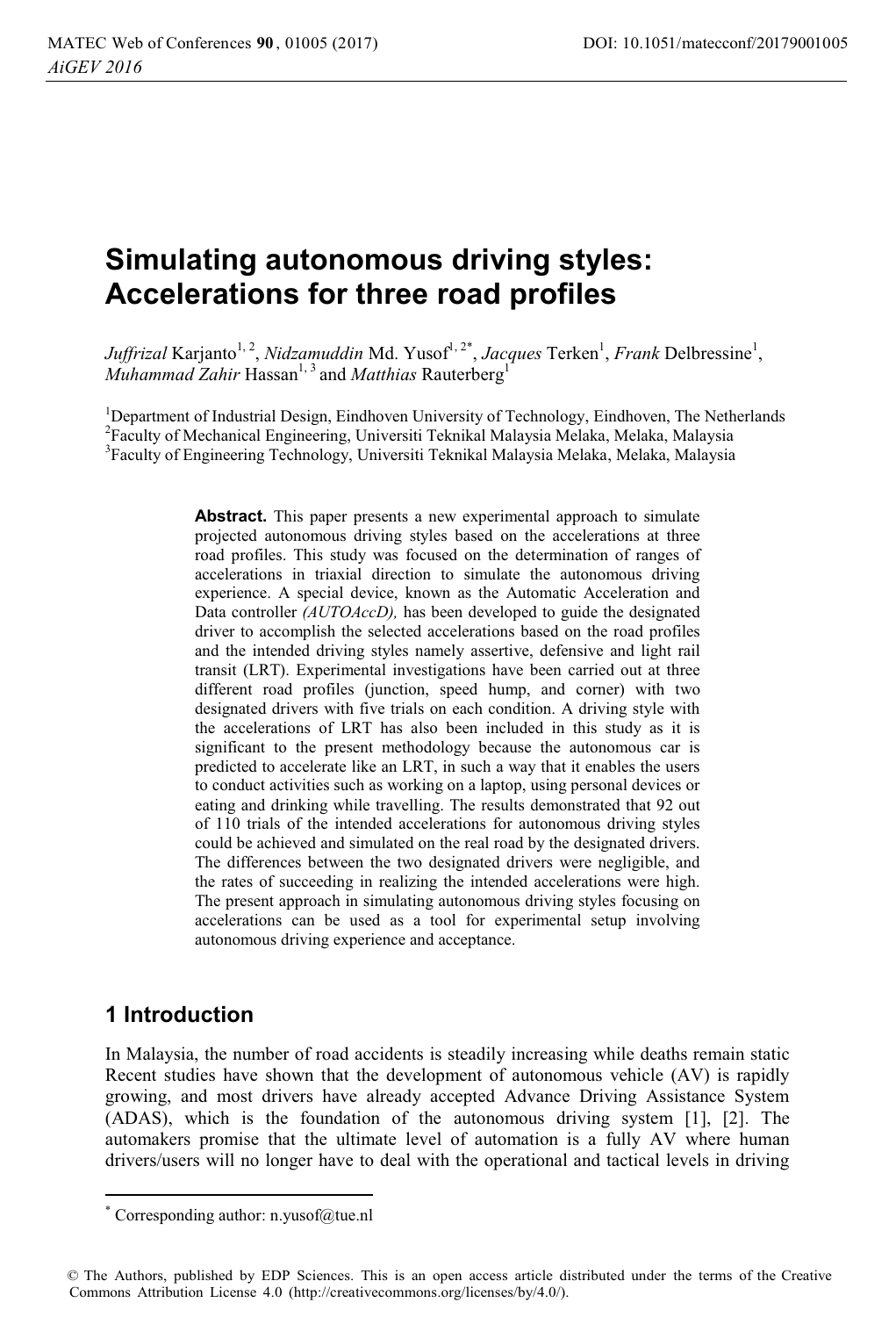# Simulating autonomous driving styles: Accelerations for three road profiles

*Juffrizal* Karjanto[1, 2], *Nidzamuddin* Md. Yusof[1, 2*], *Jacques* Terken[1], *Frank* Delbressine[1], *Muhammad Zahir* Hassan[1, 3] and *Matthias* Rauterberg[1]

[1]Department of Industrial Design, Eindhoven University of Technology, Eindhoven, The Netherlands
[2]Faculty of Mechanical Engineering, Universiti Teknikal Malaysia Melaka, Melaka, Malaysia
[3]Faculty of Engineering Technology, Universiti Teknikal Malaysia Melaka, Melaka, Malaysia

**Abstract.** This paper presents a new experimental approach to simulate projected autonomous driving styles based on the accelerations at three road profiles. This study was focused on the determination of ranges of accelerations in triaxial direction to simulate the autonomous driving experience. A special device, known as the Automatic Acceleration and Data controller *(AUTOAccD),* has been developed to guide the designated driver to accomplish the selected accelerations based on the road profiles and the intended driving styles namely assertive, defensive and light rail transit (LRT). Experimental investigations have been carried out at three different road profiles (junction, speed hump, and corner) with two designated drivers with five trials on each condition. A driving style with the accelerations of LRT has also been included in this study as it is significant to the present methodology because the autonomous car is predicted to accelerate like an LRT, in such a way that it enables the users to conduct activities such as working on a laptop, using personal devices or eating and drinking while travelling. The results demonstrated that 92 out of 110 trials of the intended accelerations for autonomous driving styles could be achieved and simulated on the real road by the designated drivers. The differences between the two designated drivers were negligible, and the rates of succeeding in realizing the intended accelerations were high. The present approach in simulating autonomous driving styles focusing on accelerations can be used as a tool for experimental setup involving autonomous driving experience and acceptance.

## 1 Introduction

In Malaysia, the number of road accidents is steadily increasing while deaths remain static Recent studies have shown that the development of autonomous vehicle (AV) is rapidly growing, and most drivers have already accepted Advance Driving Assistance System (ADAS), which is the foundation of the autonomous driving system [1], [2]. The automakers promise that the ultimate level of automation is a fully AV where human drivers/users will no longer have to deal with the operational and tactical levels in driving

* Corresponding author: n.yusof@tue.nl

© The Authors, published by EDP Sciences. This is an open access article distributed under the terms of the Creative Commons Attribution License 4.0 (http://creativecommons.org/licenses/by/4.0/).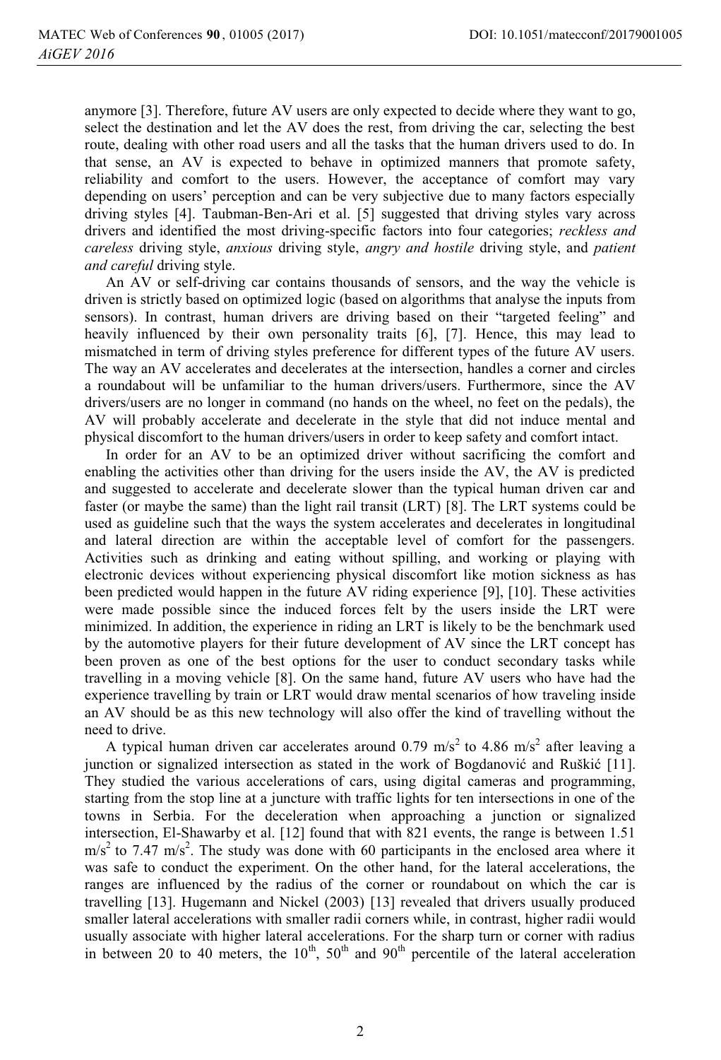anymore [3]. Therefore, future AV users are only expected to decide where they want to go, select the destination and let the AV does the rest, from driving the car, selecting the best route, dealing with other road users and all the tasks that the human drivers used to do. In that sense, an AV is expected to behave in optimized manners that promote safety, reliability and comfort to the users. However, the acceptance of comfort may vary depending on users' perception and can be very subjective due to many factors especially driving styles [4]. Taubman-Ben-Ari et al. [5] suggested that driving styles vary across drivers and identified the most driving-specific factors into four categories; *reckless and careless* driving style, *anxious* driving style, *angry and hostile* driving style, and *patient and careful* driving style.

An AV or self-driving car contains thousands of sensors, and the way the vehicle is driven is strictly based on optimized logic (based on algorithms that analyse the inputs from sensors). In contrast, human drivers are driving based on their "targeted feeling" and heavily influenced by their own personality traits [6], [7]. Hence, this may lead to mismatched in term of driving styles preference for different types of the future AV users. The way an AV accelerates and decelerates at the intersection, handles a corner and circles a roundabout will be unfamiliar to the human drivers/users. Furthermore, since the AV drivers/users are no longer in command (no hands on the wheel, no feet on the pedals), the AV will probably accelerate and decelerate in the style that did not induce mental and physical discomfort to the human drivers/users in order to keep safety and comfort intact.

In order for an AV to be an optimized driver without sacrificing the comfort and enabling the activities other than driving for the users inside the AV, the AV is predicted and suggested to accelerate and decelerate slower than the typical human driven car and faster (or maybe the same) than the light rail transit (LRT) [8]. The LRT systems could be used as guideline such that the ways the system accelerates and decelerates in longitudinal and lateral direction are within the acceptable level of comfort for the passengers. Activities such as drinking and eating without spilling, and working or playing with electronic devices without experiencing physical discomfort like motion sickness as has been predicted would happen in the future AV riding experience [9], [10]. These activities were made possible since the induced forces felt by the users inside the LRT were minimized. In addition, the experience in riding an LRT is likely to be the benchmark used by the automotive players for their future development of AV since the LRT concept has been proven as one of the best options for the user to conduct secondary tasks while travelling in a moving vehicle [8]. On the same hand, future AV users who have had the experience travelling by train or LRT would draw mental scenarios of how traveling inside an AV should be as this new technology will also offer the kind of travelling without the need to drive.

A typical human driven car accelerates around 0.79 $m/s^2$ to 4.86 $m/s^2$ after leaving a junction or signalized intersection as stated in the work of Bogdanović and Ruškić [11]. They studied the various accelerations of cars, using digital cameras and programming, starting from the stop line at a juncture with traffic lights for ten intersections in one of the towns in Serbia. For the deceleration when approaching a junction or signalized intersection, El-Shawarby et al. [12] found that with 821 events, the range is between 1.51 $m/s^2$ to 7.47 $m/s^2$. The study was done with 60 participants in the enclosed area where it was safe to conduct the experiment. On the other hand, for the lateral accelerations, the ranges are influenced by the radius of the corner or roundabout on which the car is travelling [13]. Hugemann and Nickel (2003) [13] revealed that drivers usually produced smaller lateral accelerations with smaller radii corners while, in contrast, higher radii would usually associate with higher lateral accelerations. For the sharp turn or corner with radius in between 20 to 40 meters, the $10^{th}$, $50^{th}$ and $90^{th}$ percentile of the lateral acceleration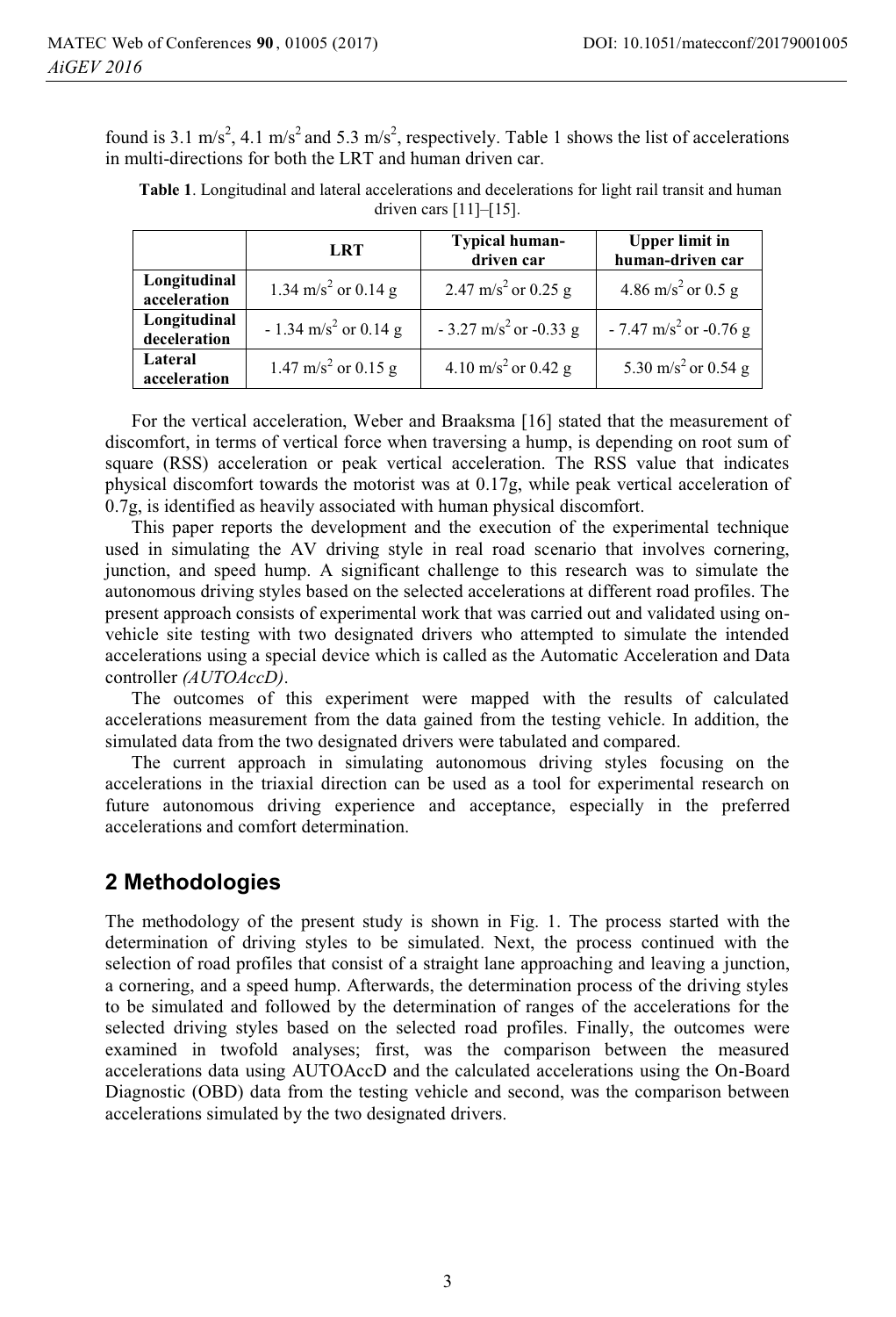found is 3.1 $m/s^2$, 4.1 $m/s^2$ and 5.3 $m/s^2$, respectively. Table 1 shows the list of accelerations in multi-directions for both the LRT and human driven car.

**Table 1**. Longitudinal and lateral accelerations and decelerations for light rail transit and human driven cars [11]–[15].

| | LRT | Typical human-driven car | Upper limit in human-driven car |
|---|---|---|---|
| **Longitudinal acceleration** | 1.34 $m/s^2$ or 0.14 g | 2.47 $m/s^2$ or 0.25 g | 4.86 $m/s^2$ or 0.5 g |
| **Longitudinal deceleration** | - 1.34 $m/s^2$ or 0.14 g | - 3.27 $m/s^2$ or -0.33 g | - 7.47 $m/s^2$ or -0.76 g |
| **Lateral acceleration** | 1.47 $m/s^2$ or 0.15 g | 4.10 $m/s^2$ or 0.42 g | 5.30 $m/s^2$ or 0.54 g |

For the vertical acceleration, Weber and Braaksma [16] stated that the measurement of discomfort, in terms of vertical force when traversing a hump, is depending on root sum of square (RSS) acceleration or peak vertical acceleration. The RSS value that indicates physical discomfort towards the motorist was at 0.17g, while peak vertical acceleration of 0.7g, is identified as heavily associated with human physical discomfort.

This paper reports the development and the execution of the experimental technique used in simulating the AV driving style in real road scenario that involves cornering, junction, and speed hump. A significant challenge to this research was to simulate the autonomous driving styles based on the selected accelerations at different road profiles. The present approach consists of experimental work that was carried out and validated using on-vehicle site testing with two designated drivers who attempted to simulate the intended accelerations using a special device which is called as the Automatic Acceleration and Data controller *(AUTOAccD)*.

The outcomes of this experiment were mapped with the results of calculated accelerations measurement from the data gained from the testing vehicle. In addition, the simulated data from the two designated drivers were tabulated and compared.

The current approach in simulating autonomous driving styles focusing on the accelerations in the triaxial direction can be used as a tool for experimental research on future autonomous driving experience and acceptance, especially in the preferred accelerations and comfort determination.

## 2 Methodologies

The methodology of the present study is shown in Fig. 1. The process started with the determination of driving styles to be simulated. Next, the process continued with the selection of road profiles that consist of a straight lane approaching and leaving a junction, a cornering, and a speed hump. Afterwards, the determination process of the driving styles to be simulated and followed by the determination of ranges of the accelerations for the selected driving styles based on the selected road profiles. Finally, the outcomes were examined in twofold analyses; first, was the comparison between the measured accelerations data using AUTOAccD and the calculated accelerations using the On-Board Diagnostic (OBD) data from the testing vehicle and second, was the comparison between accelerations simulated by the two designated drivers.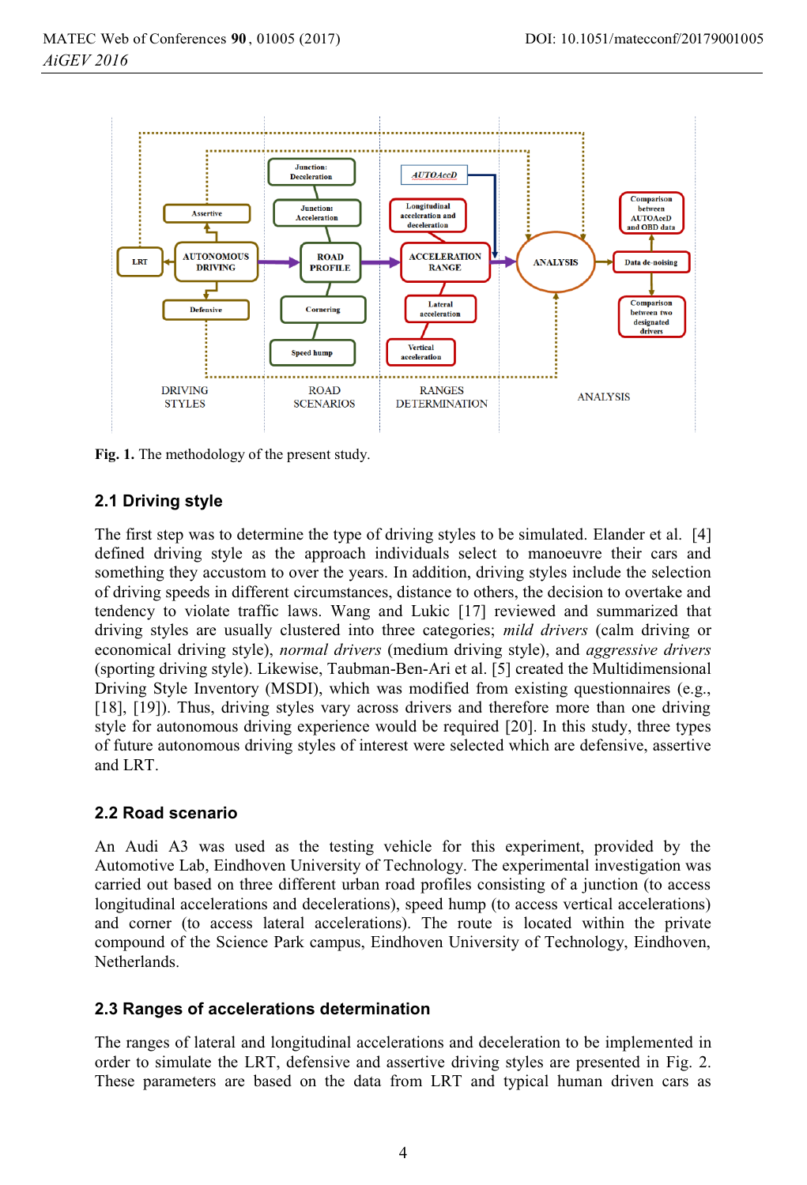**Fig. 1.** The methodology of the present study.

## 2.1 Driving style

The first step was to determine the type of driving styles to be simulated. Elander et al. [4] defined driving style as the approach individuals select to manoeuvre their cars and something they accustom to over the years. In addition, driving styles include the selection of driving speeds in different circumstances, distance to others, the decision to overtake and tendency to violate traffic laws. Wang and Lukic [17] reviewed and summarized that driving styles are usually clustered into three categories; *mild drivers* (calm driving or economical driving style), *normal drivers* (medium driving style), and *aggressive drivers* (sporting driving style). Likewise, Taubman-Ben-Ari et al. [5] created the Multidimensional Driving Style Inventory (MSDI), which was modified from existing questionnaires (e.g., [18], [19]). Thus, driving styles vary across drivers and therefore more than one driving style for autonomous driving experience would be required [20]. In this study, three types of future autonomous driving styles of interest were selected which are defensive, assertive and LRT.

## 2.2 Road scenario

An Audi A3 was used as the testing vehicle for this experiment, provided by the Automotive Lab, Eindhoven University of Technology. The experimental investigation was carried out based on three different urban road profiles consisting of a junction (to access longitudinal accelerations and decelerations), speed hump (to access vertical accelerations) and corner (to access lateral accelerations). The route is located within the private compound of the Science Park campus, Eindhoven University of Technology, Eindhoven, Netherlands.

## 2.3 Ranges of accelerations determination

The ranges of lateral and longitudinal accelerations and deceleration to be implemented in order to simulate the LRT, defensive and assertive driving styles are presented in Fig. 2. These parameters are based on the data from LRT and typical human driven cars as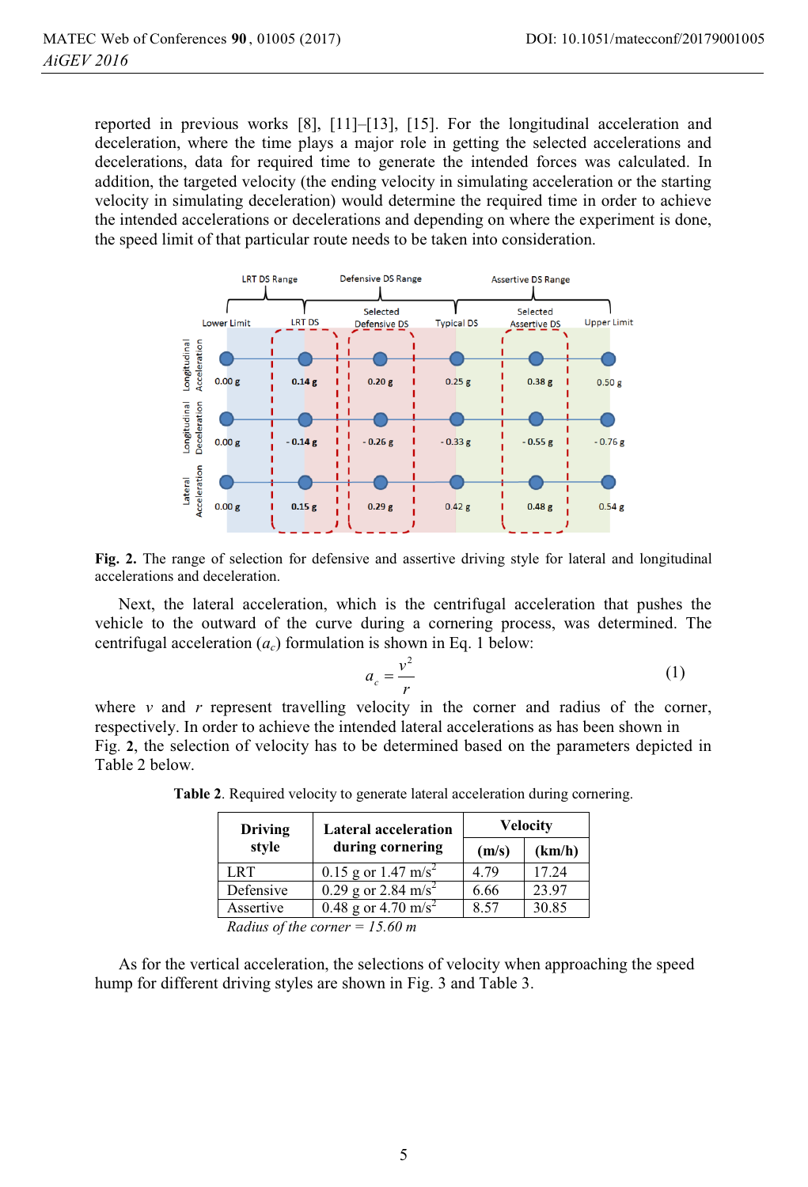reported in previous works [8], [11]–[13], [15]. For the longitudinal acceleration and deceleration, where the time plays a major role in getting the selected accelerations and decelerations, data for required time to generate the intended forces was calculated. In addition, the targeted velocity (the ending velocity in simulating acceleration or the starting velocity in simulating deceleration) would determine the required time in order to achieve the intended accelerations or decelerations and depending on where the experiment is done, the speed limit of that particular route needs to be taken into consideration.

**Fig. 2.** The range of selection for defensive and assertive driving style for lateral and longitudinal accelerations and deceleration.

Next, the lateral acceleration, which is the centrifugal acceleration that pushes the vehicle to the outward of the curve during a cornering process, was determined. The centrifugal acceleration ($a_c$) formulation is shown in Eq. 1 below:

$$a_c = \frac{v^2}{r} \tag{1}$$

where $v$ and $r$ represent travelling velocity in the corner and radius of the corner, respectively. In order to achieve the intended lateral accelerations as has been shown in Fig. **2**, the selection of velocity has to be determined based on the parameters depicted in Table 2 below.

**Table 2**. Required velocity to generate lateral acceleration during cornering.

| Driving style | Lateral acceleration during cornering | Velocity | |
|---|---|---|---|
| | | (m/s) | (km/h) |
| LRT | 0.15 g or 1.47 m/s$^2$ | 4.79 | 17.24 |
| Defensive | 0.29 g or 2.84 m/s$^2$ | 6.66 | 23.97 |
| Assertive | 0.48 g or 4.70 m/s$^2$ | 8.57 | 30.85 |

*Radius of the corner = 15.60 m*

As for the vertical acceleration, the selections of velocity when approaching the speed hump for different driving styles are shown in Fig. 3 and Table 3.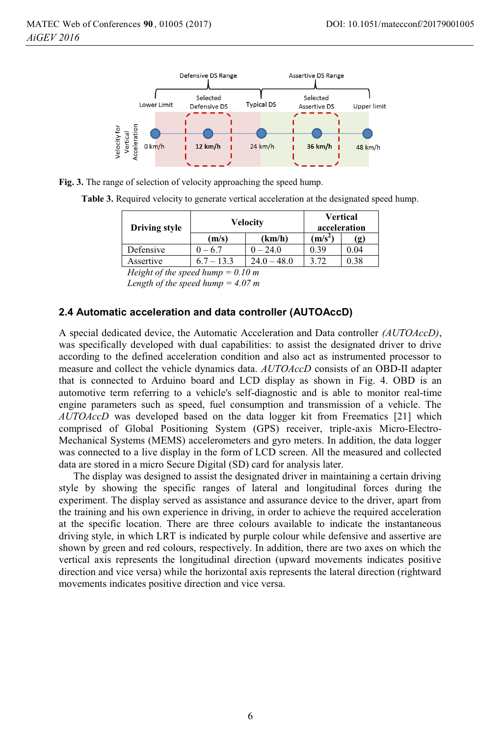Defensive DS Range | Assertive DS Range

Lower Limit | Selected Defensive DS | Typical DS | Selected Assertive DS | Upper limit

Velocity for Vertical Acceleration: 0 km/h | 12 km/h | 24 km/h | 36 km/h | 48 km/h

**Fig. 3.** The range of selection of velocity approaching the speed hump.

**Table 3.** Required velocity to generate vertical acceleration at the designated speed hump.

| Driving style | Velocity | | Vertical acceleration | |
|---|---|---|---|---|
| | (m/s) | (km/h) | ($m/s^2$) | (g) |
| Defensive | 0 – 6.7 | 0 – 24.0 | 0.39 | 0.04 |
| Assertive | 6.7 – 13.3 | 24.0 – 48.0 | 3.72 | 0.38 |

*Height of the speed hump = 0.10 m*
*Length of the speed hump = 4.07 m*

## 2.4 Automatic acceleration and data controller (AUTOAccD)

A special dedicated device, the Automatic Acceleration and Data controller *(AUTOAccD)*, was specifically developed with dual capabilities: to assist the designated driver to drive according to the defined acceleration condition and also act as instrumented processor to measure and collect the vehicle dynamics data. *AUTOAccD* consists of an OBD-II adapter that is connected to Arduino board and LCD display as shown in Fig. 4. OBD is an automotive term referring to a vehicle's self-diagnostic and is able to monitor real-time engine parameters such as speed, fuel consumption and transmission of a vehicle. The *AUTOAccD* was developed based on the data logger kit from Freematics [21] which comprised of Global Positioning System (GPS) receiver, triple-axis Micro-Electro-Mechanical Systems (MEMS) accelerometers and gyro meters. In addition, the data logger was connected to a live display in the form of LCD screen. All the measured and collected data are stored in a micro Secure Digital (SD) card for analysis later.

The display was designed to assist the designated driver in maintaining a certain driving style by showing the specific ranges of lateral and longitudinal forces during the experiment. The display served as assistance and assurance device to the driver, apart from the training and his own experience in driving, in order to achieve the required acceleration at the specific location. There are three colours available to indicate the instantaneous driving style, in which LRT is indicated by purple colour while defensive and assertive are shown by green and red colours, respectively. In addition, there are two axes on which the vertical axis represents the longitudinal direction (upward movements indicates positive direction and vice versa) while the horizontal axis represents the lateral direction (rightward movements indicates positive direction and vice versa.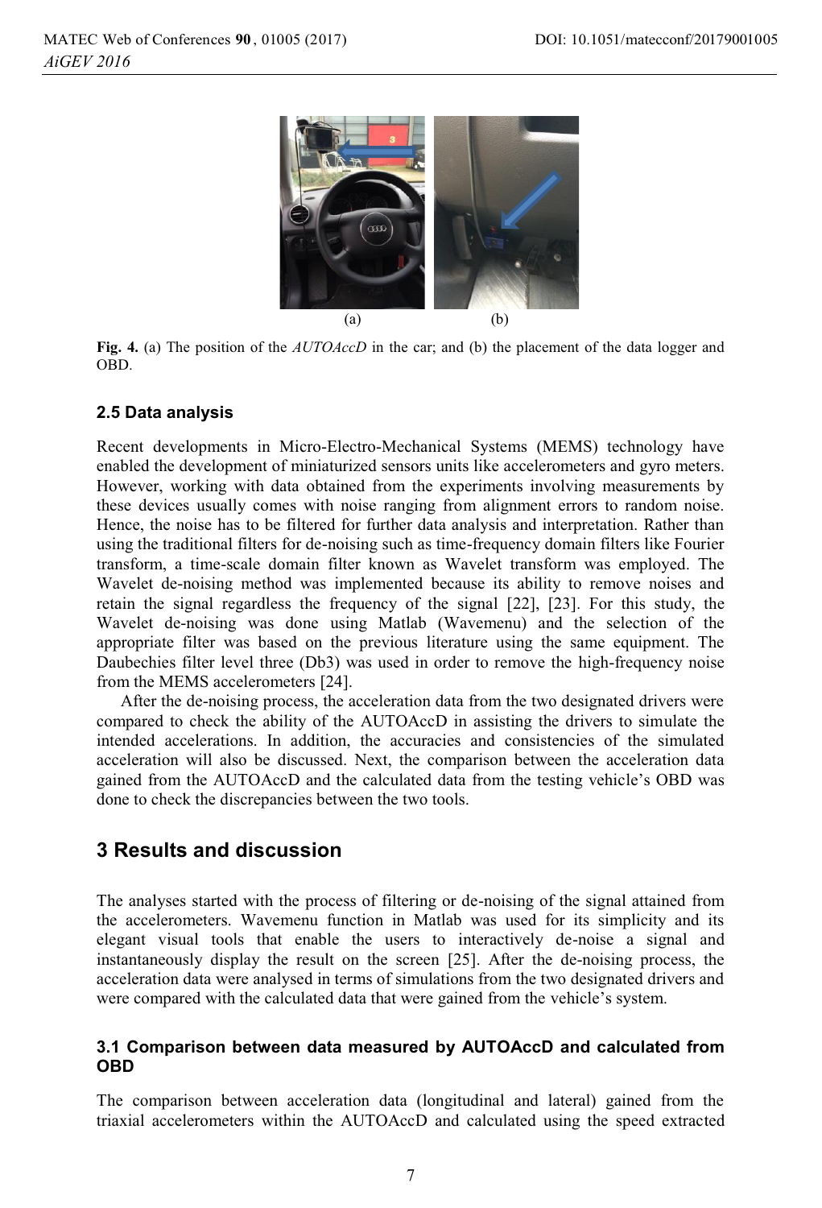(a) (b)

**Fig. 4.** (a) The position of the *AUTOAccD* in the car; and (b) the placement of the data logger and OBD.

### 2.5 Data analysis

Recent developments in Micro-Electro-Mechanical Systems (MEMS) technology have enabled the development of miniaturized sensors units like accelerometers and gyro meters. However, working with data obtained from the experiments involving measurements by these devices usually comes with noise ranging from alignment errors to random noise. Hence, the noise has to be filtered for further data analysis and interpretation. Rather than using the traditional filters for de-noising such as time-frequency domain filters like Fourier transform, a time-scale domain filter known as Wavelet transform was employed. The Wavelet de-noising method was implemented because its ability to remove noises and retain the signal regardless the frequency of the signal [22], [23]. For this study, the Wavelet de-noising was done using Matlab (Wavemenu) and the selection of the appropriate filter was based on the previous literature using the same equipment. The Daubechies filter level three (Db3) was used in order to remove the high-frequency noise from the MEMS accelerometers [24].

After the de-noising process, the acceleration data from the two designated drivers were compared to check the ability of the AUTOAccD in assisting the drivers to simulate the intended accelerations. In addition, the accuracies and consistencies of the simulated acceleration will also be discussed. Next, the comparison between the acceleration data gained from the AUTOAccD and the calculated data from the testing vehicle's OBD was done to check the discrepancies between the two tools.

## 3 Results and discussion

The analyses started with the process of filtering or de-noising of the signal attained from the accelerometers. Wavemenu function in Matlab was used for its simplicity and its elegant visual tools that enable the users to interactively de-noise a signal and instantaneously display the result on the screen [25]. After the de-noising process, the acceleration data were analysed in terms of simulations from the two designated drivers and were compared with the calculated data that were gained from the vehicle's system.

### 3.1 Comparison between data measured by AUTOAccD and calculated from OBD

The comparison between acceleration data (longitudinal and lateral) gained from the triaxial accelerometers within the AUTOAccD and calculated using the speed extracted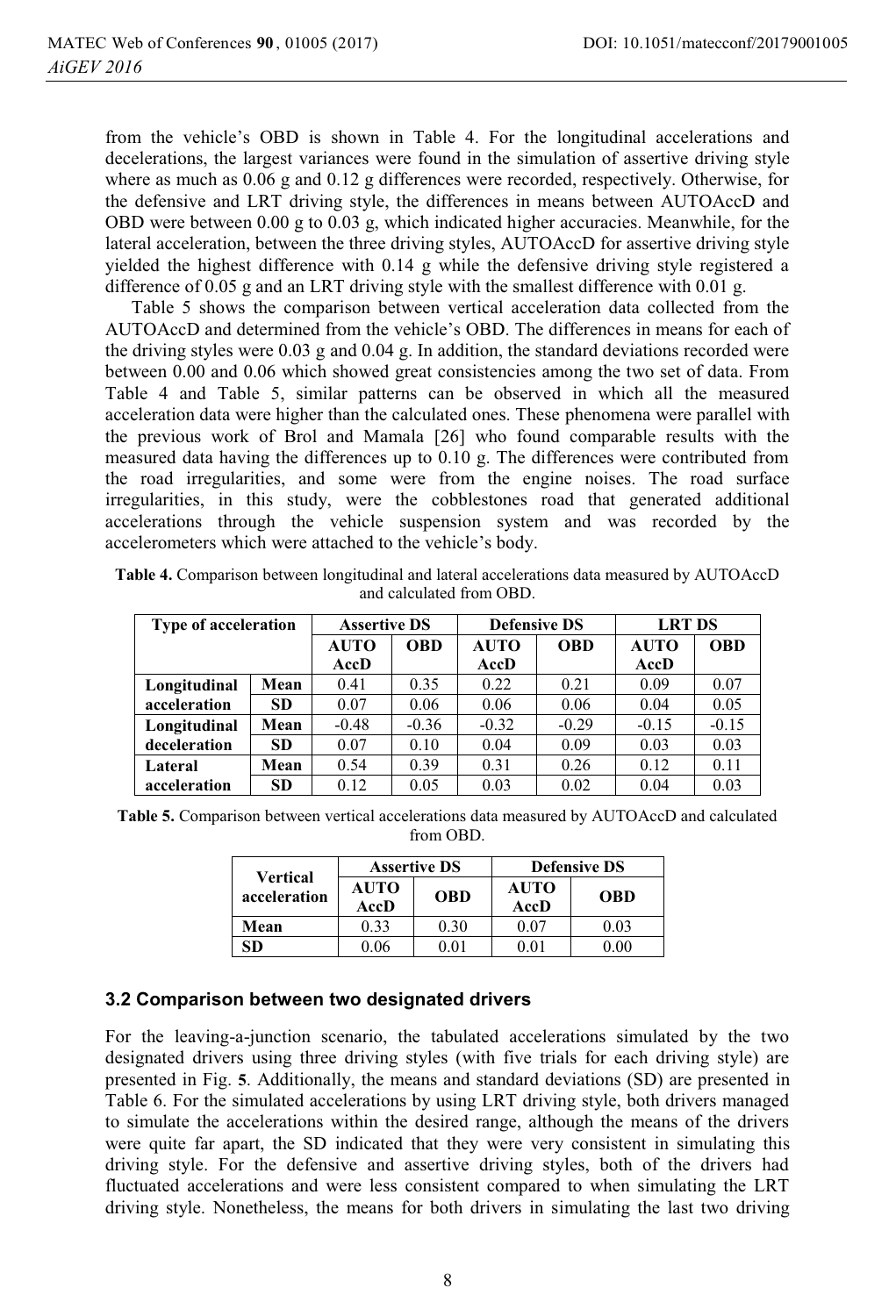from the vehicle's OBD is shown in Table 4. For the longitudinal accelerations and decelerations, the largest variances were found in the simulation of assertive driving style where as much as 0.06 g and 0.12 g differences were recorded, respectively. Otherwise, for the defensive and LRT driving style, the differences in means between AUTOAccD and OBD were between 0.00 g to 0.03 g, which indicated higher accuracies. Meanwhile, for the lateral acceleration, between the three driving styles, AUTOAccD for assertive driving style yielded the highest difference with 0.14 g while the defensive driving style registered a difference of 0.05 g and an LRT driving style with the smallest difference with 0.01 g.

Table 5 shows the comparison between vertical acceleration data collected from the AUTOAccD and determined from the vehicle's OBD. The differences in means for each of the driving styles were 0.03 g and 0.04 g. In addition, the standard deviations recorded were between 0.00 and 0.06 which showed great consistencies among the two set of data. From Table 4 and Table 5, similar patterns can be observed in which all the measured acceleration data were higher than the calculated ones. These phenomena were parallel with the previous work of Brol and Mamala [26] who found comparable results with the measured data having the differences up to 0.10 g. The differences were contributed from the road irregularities, and some were from the engine noises. The road surface irregularities, in this study, were the cobblestones road that generated additional accelerations through the vehicle suspension system and was recorded by the accelerometers which were attached to the vehicle's body.

**Table 4.** Comparison between longitudinal and lateral accelerations data measured by AUTOAccD and calculated from OBD.

| Type of acceleration | | Assertive DS | | Defensive DS | | LRT DS | |
|---|---|---|---|---|---|---|---|
| | | AUTO AccD | OBD | AUTO AccD | OBD | AUTO AccD | OBD |
| Longitudinal acceleration | Mean | 0.41 | 0.35 | 0.22 | 0.21 | 0.09 | 0.07 |
| | SD | 0.07 | 0.06 | 0.06 | 0.06 | 0.04 | 0.05 |
| Longitudinal deceleration | Mean | -0.48 | -0.36 | -0.32 | -0.29 | -0.15 | -0.15 |
| | SD | 0.07 | 0.10 | 0.04 | 0.09 | 0.03 | 0.03 |
| Lateral acceleration | Mean | 0.54 | 0.39 | 0.31 | 0.26 | 0.12 | 0.11 |
| | SD | 0.12 | 0.05 | 0.03 | 0.02 | 0.04 | 0.03 |

**Table 5.** Comparison between vertical accelerations data measured by AUTOAccD and calculated from OBD.

| Vertical acceleration | Assertive DS | | Defensive DS | |
|---|---|---|---|---|
| | AUTO AccD | OBD | AUTO AccD | OBD |
| Mean | 0.33 | 0.30 | 0.07 | 0.03 |
| SD | 0.06 | 0.01 | 0.01 | 0.00 |

### 3.2 Comparison between two designated drivers

For the leaving-a-junction scenario, the tabulated accelerations simulated by the two designated drivers using three driving styles (with five trials for each driving style) are presented in Fig. **5**. Additionally, the means and standard deviations (SD) are presented in Table 6. For the simulated accelerations by using LRT driving style, both drivers managed to simulate the accelerations within the desired range, although the means of the drivers were quite far apart, the SD indicated that they were very consistent in simulating this driving style. For the defensive and assertive driving styles, both of the drivers had fluctuated accelerations and were less consistent compared to when simulating the LRT driving style. Nonetheless, the means for both drivers in simulating the last two driving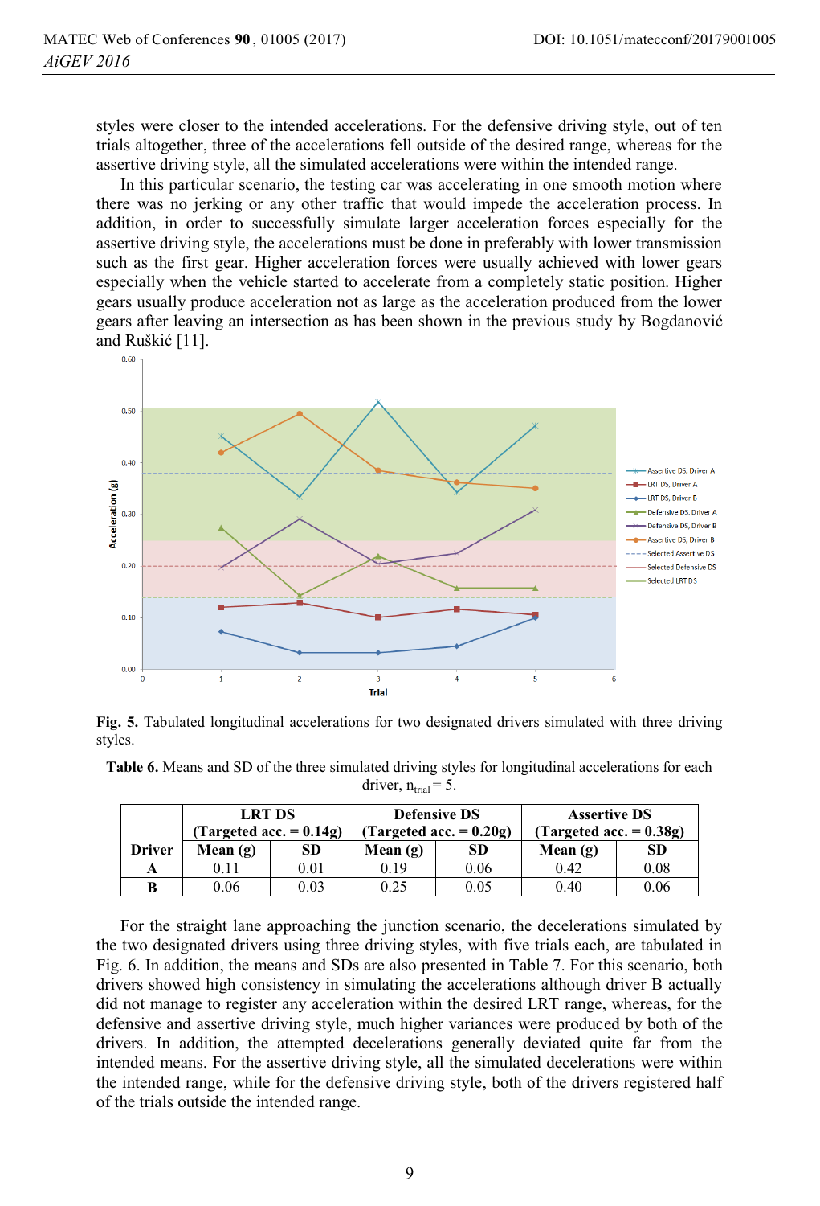styles were closer to the intended accelerations. For the defensive driving style, out of ten trials altogether, three of the accelerations fell outside of the desired range, whereas for the assertive driving style, all the simulated accelerations were within the intended range.

In this particular scenario, the testing car was accelerating in one smooth motion where there was no jerking or any other traffic that would impede the acceleration process. In addition, in order to successfully simulate larger acceleration forces especially for the assertive driving style, the accelerations must be done in preferably with lower transmission such as the first gear. Higher acceleration forces were usually achieved with lower gears especially when the vehicle started to accelerate from a completely static position. Higher gears usually produce acceleration not as large as the acceleration produced from the lower gears after leaving an intersection as has been shown in the previous study by Bogdanović and Ruškić [11].

**Fig. 5.** Tabulated longitudinal accelerations for two designated drivers simulated with three driving styles.

**Table 6.** Means and SD of the three simulated driving styles for longitudinal accelerations for each driver, $n_{trial} = 5$.

| Driver | LRT DS (Targeted acc. = 0.14g) | | Defensive DS (Targeted acc. = 0.20g) | | Assertive DS (Targeted acc. = 0.38g) | |
|---|---|---|---|---|---|---|
| | Mean (g) | SD | Mean (g) | SD | Mean (g) | SD |
| A | 0.11 | 0.01 | 0.19 | 0.06 | 0.42 | 0.08 |
| B | 0.06 | 0.03 | 0.25 | 0.05 | 0.40 | 0.06 |

For the straight lane approaching the junction scenario, the decelerations simulated by the two designated drivers using three driving styles, with five trials each, are tabulated in Fig. 6. In addition, the means and SDs are also presented in Table 7. For this scenario, both drivers showed high consistency in simulating the accelerations although driver B actually did not manage to register any acceleration within the desired LRT range, whereas, for the defensive and assertive driving style, much higher variances were produced by both of the drivers. In addition, the attempted decelerations generally deviated quite far from the intended means. For the assertive driving style, all the simulated decelerations were within the intended range, while for the defensive driving style, both of the drivers registered half of the trials outside the intended range.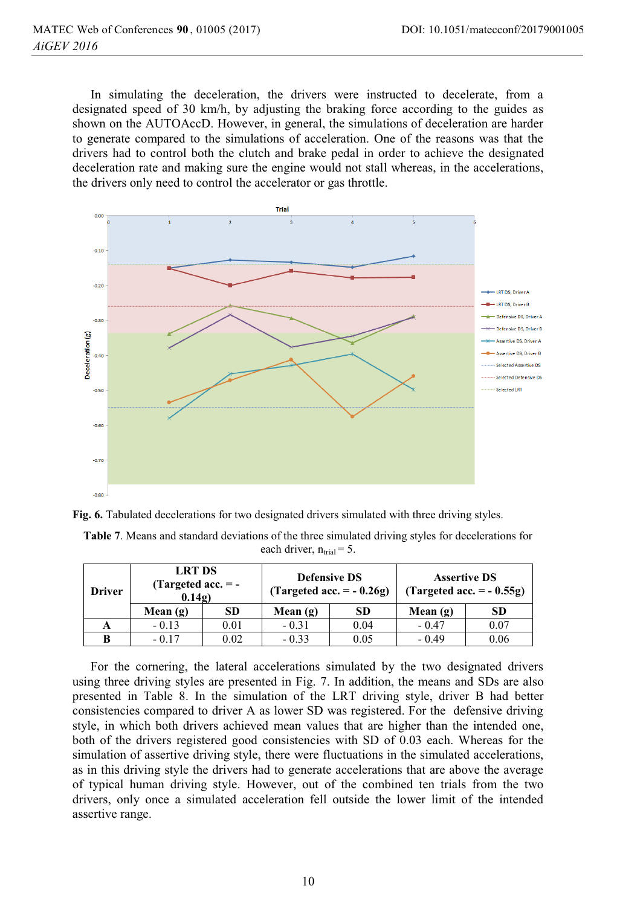In simulating the deceleration, the drivers were instructed to decelerate, from a designated speed of 30 km/h, by adjusting the braking force according to the guides as shown on the AUTOAccD. However, in general, the simulations of deceleration are harder to generate compared to the simulations of acceleration. One of the reasons was that the drivers had to control both the clutch and brake pedal in order to achieve the designated deceleration rate and making sure the engine would not stall whereas, in the accelerations, the drivers only need to control the accelerator or gas throttle.

**Fig. 6.** Tabulated decelerations for two designated drivers simulated with three driving styles.

**Table 7**. Means and standard deviations of the three simulated driving styles for decelerations for each driver, $n_{trial} = 5$.

| Driver | LRT DS (Targeted acc. = - 0.14g) | | Defensive DS (Targeted acc. = - 0.26g) | | Assertive DS (Targeted acc. = - 0.55g) | |
|---|---|---|---|---|---|---|
| | Mean (g) | SD | Mean (g) | SD | Mean (g) | SD |
| A | - 0.13 | 0.01 | - 0.31 | 0.04 | - 0.47 | 0.07 |
| B | - 0.17 | 0.02 | - 0.33 | 0.05 | - 0.49 | 0.06 |

For the cornering, the lateral accelerations simulated by the two designated drivers using three driving styles are presented in Fig. 7. In addition, the means and SDs are also presented in Table 8. In the simulation of the LRT driving style, driver B had better consistencies compared to driver A as lower SD was registered. For the defensive driving style, in which both drivers achieved mean values that are higher than the intended one, both of the drivers registered good consistencies with SD of 0.03 each. Whereas for the simulation of assertive driving style, there were fluctuations in the simulated accelerations, as in this driving style the drivers had to generate accelerations that are above the average of typical human driving style. However, out of the combined ten trials from the two drivers, only once a simulated acceleration fell outside the lower limit of the intended assertive range.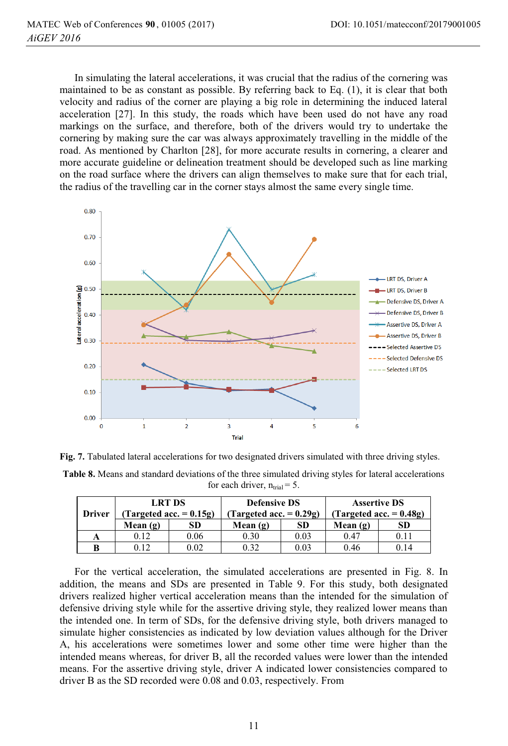In simulating the lateral accelerations, it was crucial that the radius of the cornering was maintained to be as constant as possible. By referring back to Eq. (1), it is clear that both velocity and radius of the corner are playing a big role in determining the induced lateral acceleration [27]. In this study, the roads which have been used do not have any road markings on the surface, and therefore, both of the drivers would try to undertake the cornering by making sure the car was always approximately travelling in the middle of the road. As mentioned by Charlton [28], for more accurate results in cornering, a clearer and more accurate guideline or delineation treatment should be developed such as line marking on the road surface where the drivers can align themselves to make sure that for each trial, the radius of the travelling car in the corner stays almost the same every single time.

**Fig. 7.** Tabulated lateral accelerations for two designated drivers simulated with three driving styles.

**Table 8.** Means and standard deviations of the three simulated driving styles for lateral accelerations for each driver, $n_{trial} = 5$.

| Driver | LRT DS (Targeted acc. = 0.15g) | | Defensive DS (Targeted acc. = 0.29g) | | Assertive DS (Targeted acc. = 0.48g) | |
|---|---|---|---|---|---|---|
| | Mean (g) | SD | Mean (g) | SD | Mean (g) | SD |
| A | 0.12 | 0.06 | 0.30 | 0.03 | 0.47 | 0.11 |
| B | 0.12 | 0.02 | 0.32 | 0.03 | 0.46 | 0.14 |

For the vertical acceleration, the simulated accelerations are presented in Fig. 8. In addition, the means and SDs are presented in Table 9. For this study, both designated drivers realized higher vertical acceleration means than the intended for the simulation of defensive driving style while for the assertive driving style, they realized lower means than the intended one. In term of SDs, for the defensive driving style, both drivers managed to simulate higher consistencies as indicated by low deviation values although for the Driver A, his accelerations were sometimes lower and some other time were higher than the intended means whereas, for driver B, all the recorded values were lower than the intended means. For the assertive driving style, driver A indicated lower consistencies compared to driver B as the SD recorded were 0.08 and 0.03, respectively. From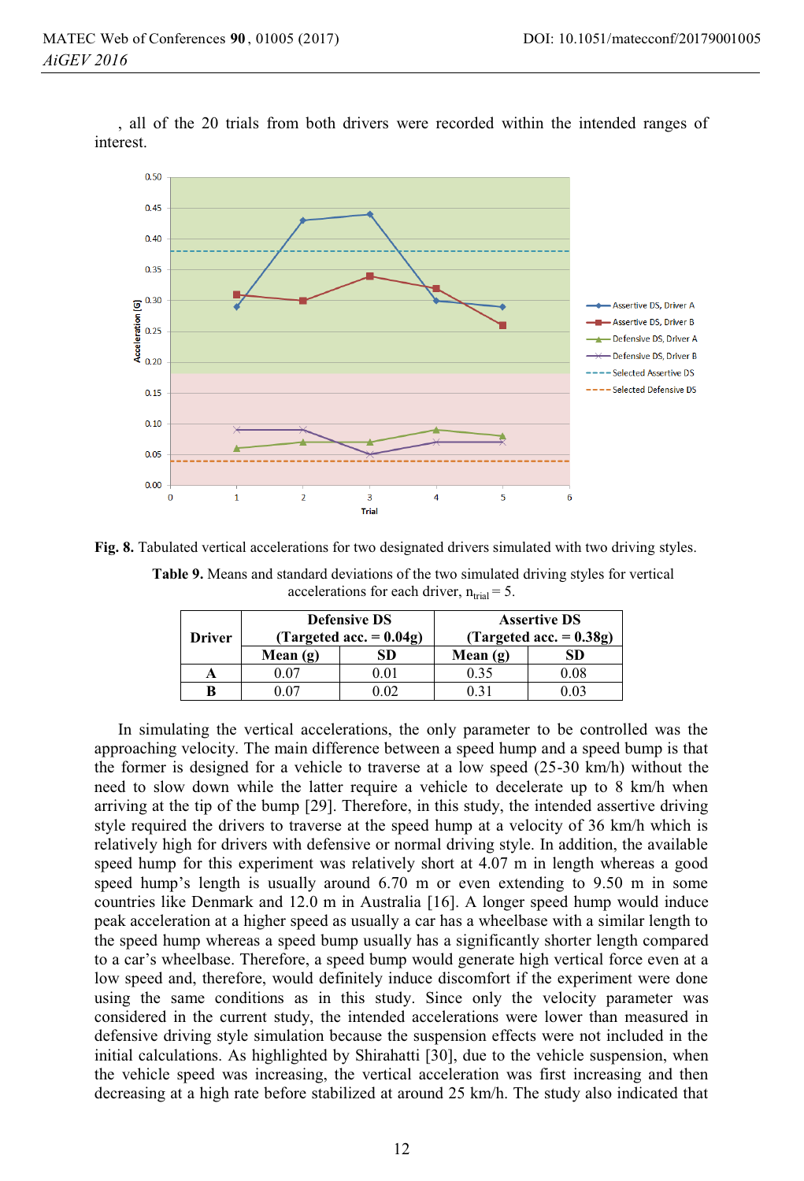, all of the 20 trials from both drivers were recorded within the intended ranges of interest.

**Fig. 8.** Tabulated vertical accelerations for two designated drivers simulated with two driving styles.

**Table 9.** Means and standard deviations of the two simulated driving styles for vertical accelerations for each driver, $n_{trial} = 5$.

| Driver | Defensive DS (Targeted acc. = 0.04g) | | Assertive DS (Targeted acc. = 0.38g) | |
|---|---|---|---|---|
| | Mean (g) | SD | Mean (g) | SD |
| **A** | 0.07 | 0.01 | 0.35 | 0.08 |
| **B** | 0.07 | 0.02 | 0.31 | 0.03 |

In simulating the vertical accelerations, the only parameter to be controlled was the approaching velocity. The main difference between a speed hump and a speed bump is that the former is designed for a vehicle to traverse at a low speed (25-30 km/h) without the need to slow down while the latter require a vehicle to decelerate up to 8 km/h when arriving at the tip of the bump [29]. Therefore, in this study, the intended assertive driving style required the drivers to traverse at the speed hump at a velocity of 36 km/h which is relatively high for drivers with defensive or normal driving style. In addition, the available speed hump for this experiment was relatively short at 4.07 m in length whereas a good speed hump's length is usually around 6.70 m or even extending to 9.50 m in some countries like Denmark and 12.0 m in Australia [16]. A longer speed hump would induce peak acceleration at a higher speed as usually a car has a wheelbase with a similar length to the speed hump whereas a speed bump usually has a significantly shorter length compared to a car's wheelbase. Therefore, a speed bump would generate high vertical force even at a low speed and, therefore, would definitely induce discomfort if the experiment were done using the same conditions as in this study. Since only the velocity parameter was considered in the current study, the intended accelerations were lower than measured in defensive driving style simulation because the suspension effects were not included in the initial calculations. As highlighted by Shirahatti [30], due to the vehicle suspension, when the vehicle speed was increasing, the vertical acceleration was first increasing and then decreasing at a high rate before stabilized at around 25 km/h. The study also indicated that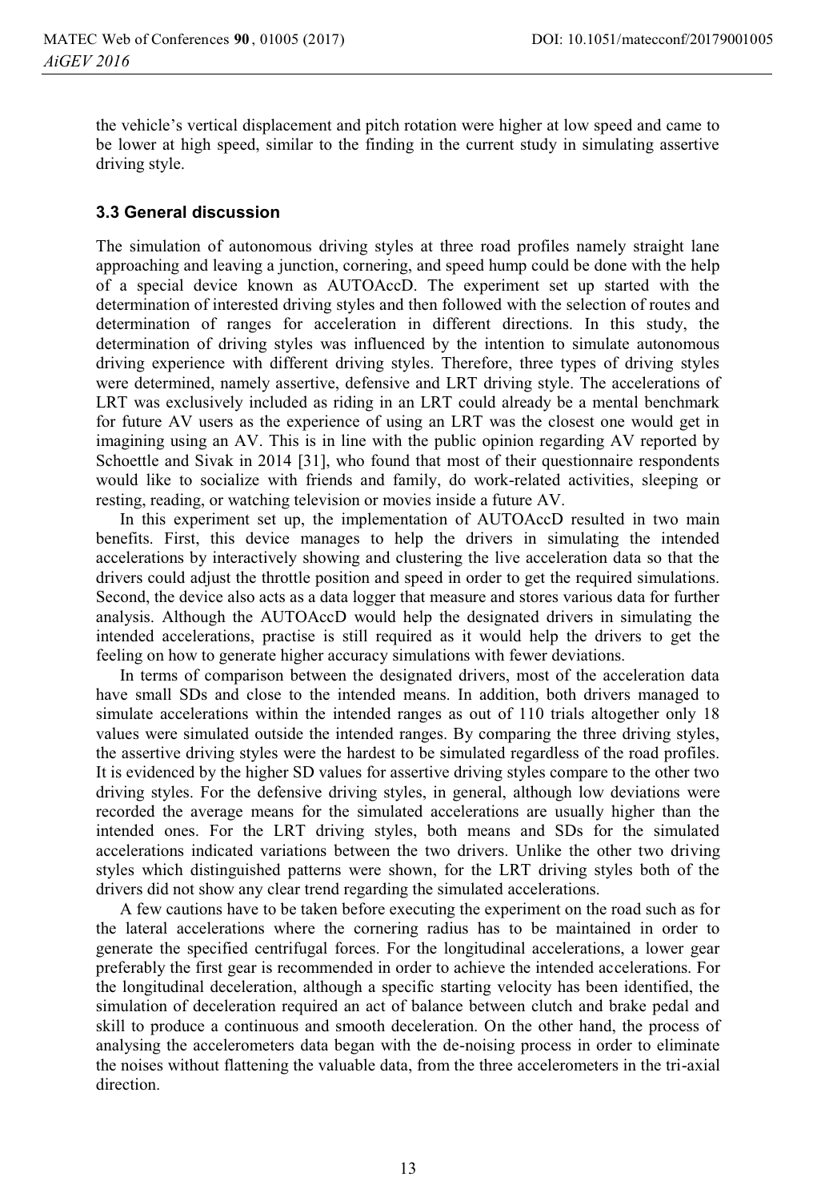the vehicle's vertical displacement and pitch rotation were higher at low speed and came to be lower at high speed, similar to the finding in the current study in simulating assertive driving style.

### 3.3 General discussion

The simulation of autonomous driving styles at three road profiles namely straight lane approaching and leaving a junction, cornering, and speed hump could be done with the help of a special device known as AUTOAccD. The experiment set up started with the determination of interested driving styles and then followed with the selection of routes and determination of ranges for acceleration in different directions. In this study, the determination of driving styles was influenced by the intention to simulate autonomous driving experience with different driving styles. Therefore, three types of driving styles were determined, namely assertive, defensive and LRT driving style. The accelerations of LRT was exclusively included as riding in an LRT could already be a mental benchmark for future AV users as the experience of using an LRT was the closest one would get in imagining using an AV. This is in line with the public opinion regarding AV reported by Schoettle and Sivak in 2014 [31], who found that most of their questionnaire respondents would like to socialize with friends and family, do work-related activities, sleeping or resting, reading, or watching television or movies inside a future AV.

In this experiment set up, the implementation of AUTOAccD resulted in two main benefits. First, this device manages to help the drivers in simulating the intended accelerations by interactively showing and clustering the live acceleration data so that the drivers could adjust the throttle position and speed in order to get the required simulations. Second, the device also acts as a data logger that measure and stores various data for further analysis. Although the AUTOAccD would help the designated drivers in simulating the intended accelerations, practise is still required as it would help the drivers to get the feeling on how to generate higher accuracy simulations with fewer deviations.

In terms of comparison between the designated drivers, most of the acceleration data have small SDs and close to the intended means. In addition, both drivers managed to simulate accelerations within the intended ranges as out of 110 trials altogether only 18 values were simulated outside the intended ranges. By comparing the three driving styles, the assertive driving styles were the hardest to be simulated regardless of the road profiles. It is evidenced by the higher SD values for assertive driving styles compare to the other two driving styles. For the defensive driving styles, in general, although low deviations were recorded the average means for the simulated accelerations are usually higher than the intended ones. For the LRT driving styles, both means and SDs for the simulated accelerations indicated variations between the two drivers. Unlike the other two driving styles which distinguished patterns were shown, for the LRT driving styles both of the drivers did not show any clear trend regarding the simulated accelerations.

A few cautions have to be taken before executing the experiment on the road such as for the lateral accelerations where the cornering radius has to be maintained in order to generate the specified centrifugal forces. For the longitudinal accelerations, a lower gear preferably the first gear is recommended in order to achieve the intended accelerations. For the longitudinal deceleration, although a specific starting velocity has been identified, the simulation of deceleration required an act of balance between clutch and brake pedal and skill to produce a continuous and smooth deceleration. On the other hand, the process of analysing the accelerometers data began with the de-noising process in order to eliminate the noises without flattening the valuable data, from the three accelerometers in the tri-axial direction.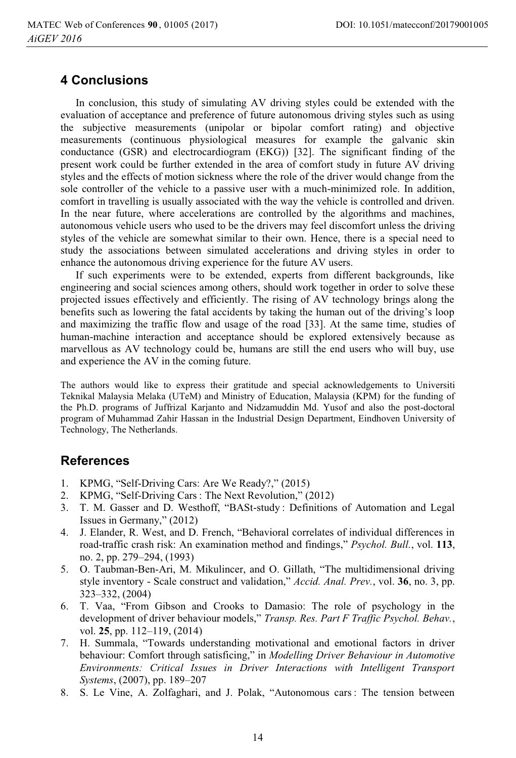## 4 Conclusions

In conclusion, this study of simulating AV driving styles could be extended with the evaluation of acceptance and preference of future autonomous driving styles such as using the subjective measurements (unipolar or bipolar comfort rating) and objective measurements (continuous physiological measures for example the galvanic skin conductance (GSR) and electrocardiogram (EKG)) [32]. The significant finding of the present work could be further extended in the area of comfort study in future AV driving styles and the effects of motion sickness where the role of the driver would change from the sole controller of the vehicle to a passive user with a much-minimized role. In addition, comfort in travelling is usually associated with the way the vehicle is controlled and driven. In the near future, where accelerations are controlled by the algorithms and machines, autonomous vehicle users who used to be the drivers may feel discomfort unless the driving styles of the vehicle are somewhat similar to their own. Hence, there is a special need to study the associations between simulated accelerations and driving styles in order to enhance the autonomous driving experience for the future AV users.

If such experiments were to be extended, experts from different backgrounds, like engineering and social sciences among others, should work together in order to solve these projected issues effectively and efficiently. The rising of AV technology brings along the benefits such as lowering the fatal accidents by taking the human out of the driving's loop and maximizing the traffic flow and usage of the road [33]. At the same time, studies of human-machine interaction and acceptance should be explored extensively because as marvellous as AV technology could be, humans are still the end users who will buy, use and experience the AV in the coming future.

The authors would like to express their gratitude and special acknowledgements to Universiti Teknikal Malaysia Melaka (UTeM) and Ministry of Education, Malaysia (KPM) for the funding of the Ph.D. programs of Juffrizal Karjanto and Nidzamuddin Md. Yusof and also the post-doctoral program of Muhammad Zahir Hassan in the Industrial Design Department, Eindhoven University of Technology, The Netherlands.

## References

1. KPMG, "Self-Driving Cars: Are We Ready?," (2015)
2. KPMG, "Self-Driving Cars : The Next Revolution," (2012)
3. T. M. Gasser and D. Westhoff, "BASt-study : Definitions of Automation and Legal Issues in Germany," (2012)
4. J. Elander, R. West, and D. French, "Behavioral correlates of individual differences in road-traffic crash risk: An examination method and findings," *Psychol. Bull.*, vol. **113**, no. 2, pp. 279–294, (1993)
5. O. Taubman-Ben-Ari, M. Mikulincer, and O. Gillath, "The multidimensional driving style inventory - Scale construct and validation," *Accid. Anal. Prev.*, vol. **36**, no. 3, pp. 323–332, (2004)
6. T. Vaa, "From Gibson and Crooks to Damasio: The role of psychology in the development of driver behaviour models," *Transp. Res. Part F Traffic Psychol. Behav.*, vol. **25**, pp. 112–119, (2014)
7. H. Summala, "Towards understanding motivational and emotional factors in driver behaviour: Comfort through satisficing," in *Modelling Driver Behaviour in Automotive Environments: Critical Issues in Driver Interactions with Intelligent Transport Systems*, (2007), pp. 189–207
8. S. Le Vine, A. Zolfaghari, and J. Polak, "Autonomous cars : The tension between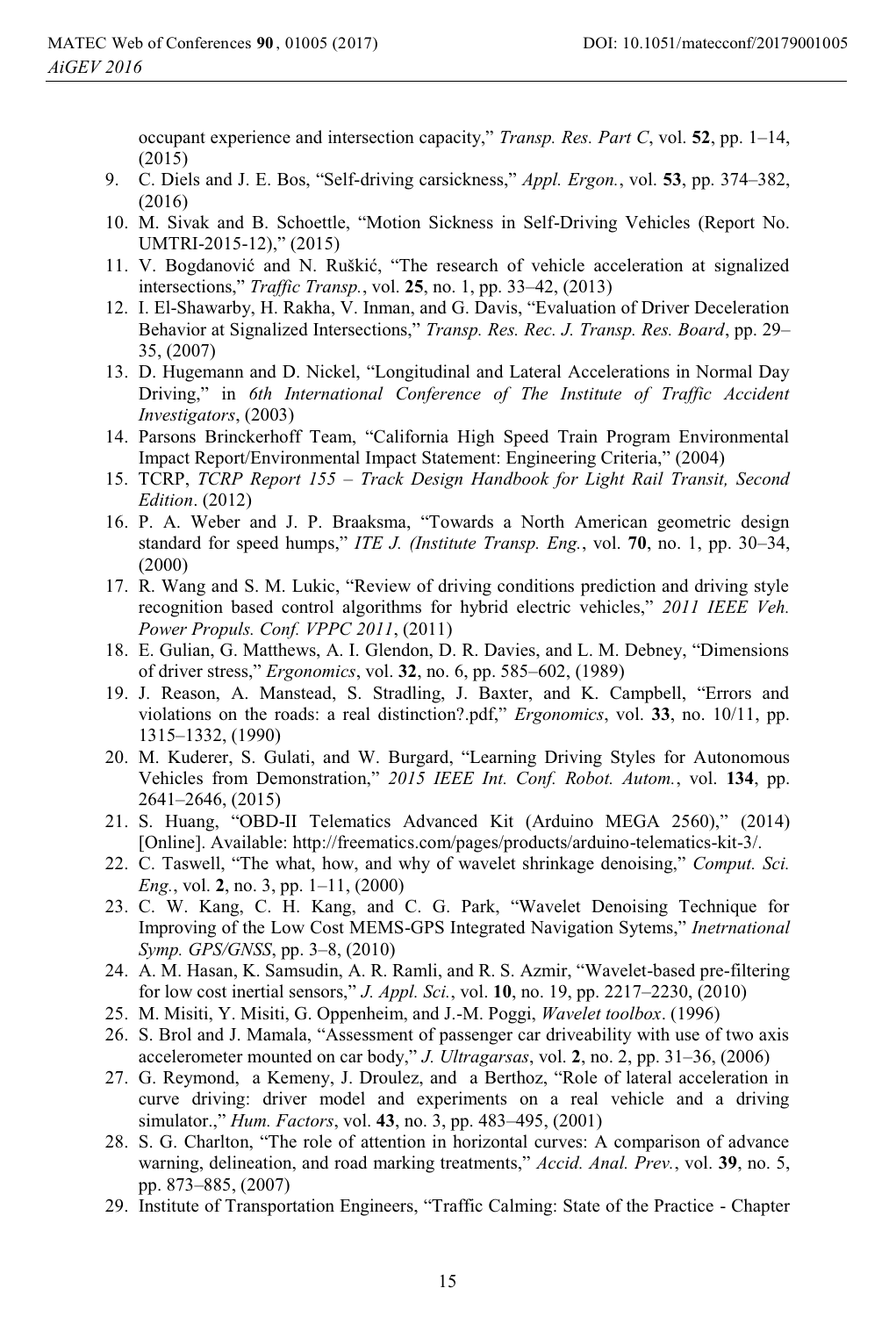occupant experience and intersection capacity," *Transp. Res. Part C*, vol. **52**, pp. 1–14, (2015)

9. C. Diels and J. E. Bos, "Self-driving carsickness," *Appl. Ergon.*, vol. **53**, pp. 374–382, (2016)
10. M. Sivak and B. Schoettle, "Motion Sickness in Self-Driving Vehicles (Report No. UMTRI-2015-12)," (2015)
11. V. Bogdanović and N. Ruškić, "The research of vehicle acceleration at signalized intersections," *Traffic Transp.*, vol. **25**, no. 1, pp. 33–42, (2013)
12. I. El-Shawarby, H. Rakha, V. Inman, and G. Davis, "Evaluation of Driver Deceleration Behavior at Signalized Intersections," *Transp. Res. Rec. J. Transp. Res. Board*, pp. 29–35, (2007)
13. D. Hugemann and D. Nickel, "Longitudinal and Lateral Accelerations in Normal Day Driving," in *6th International Conference of The Institute of Traffic Accident Investigators*, (2003)
14. Parsons Brinckerhoff Team, "California High Speed Train Program Environmental Impact Report/Environmental Impact Statement: Engineering Criteria," (2004)
15. TCRP, *TCRP Report 155 – Track Design Handbook for Light Rail Transit, Second Edition*. (2012)
16. P. A. Weber and J. P. Braaksma, "Towards a North American geometric design standard for speed humps," *ITE J. (Institute Transp. Eng.*, vol. **70**, no. 1, pp. 30–34, (2000)
17. R. Wang and S. M. Lukic, "Review of driving conditions prediction and driving style recognition based control algorithms for hybrid electric vehicles," *2011 IEEE Veh. Power Propuls. Conf. VPPC 2011*, (2011)
18. E. Gulian, G. Matthews, A. I. Glendon, D. R. Davies, and L. M. Debney, "Dimensions of driver stress," *Ergonomics*, vol. **32**, no. 6, pp. 585–602, (1989)
19. J. Reason, A. Manstead, S. Stradling, J. Baxter, and K. Campbell, "Errors and violations on the roads: a real distinction?.pdf," *Ergonomics*, vol. **33**, no. 10/11, pp. 1315–1332, (1990)
20. M. Kuderer, S. Gulati, and W. Burgard, "Learning Driving Styles for Autonomous Vehicles from Demonstration," *2015 IEEE Int. Conf. Robot. Autom.*, vol. **134**, pp. 2641–2646, (2015)
21. S. Huang, "OBD-II Telematics Advanced Kit (Arduino MEGA 2560)," (2014) [Online]. Available: http://freematics.com/pages/products/arduino-telematics-kit-3/.
22. C. Taswell, "The what, how, and why of wavelet shrinkage denoising," *Comput. Sci. Eng.*, vol. **2**, no. 3, pp. 1–11, (2000)
23. C. W. Kang, C. H. Kang, and C. G. Park, "Wavelet Denoising Technique for Improving of the Low Cost MEMS-GPS Integrated Navigation Sytems," *Inetrnational Symp. GPS/GNSS*, pp. 3–8, (2010)
24. A. M. Hasan, K. Samsudin, A. R. Ramli, and R. S. Azmir, "Wavelet-based pre-filtering for low cost inertial sensors," *J. Appl. Sci.*, vol. **10**, no. 19, pp. 2217–2230, (2010)
25. M. Misiti, Y. Misiti, G. Oppenheim, and J.-M. Poggi, *Wavelet toolbox*. (1996)
26. S. Brol and J. Mamala, "Assessment of passenger car driveability with use of two axis accelerometer mounted on car body," *J. Ultragarsas*, vol. **2**, no. 2, pp. 31–36, (2006)
27. G. Reymond, a Kemeny, J. Droulez, and a Berthoz, "Role of lateral acceleration in curve driving: driver model and experiments on a real vehicle and a driving simulator.," *Hum. Factors*, vol. **43**, no. 3, pp. 483–495, (2001)
28. S. G. Charlton, "The role of attention in horizontal curves: A comparison of advance warning, delineation, and road marking treatments," *Accid. Anal. Prev.*, vol. **39**, no. 5, pp. 873–885, (2007)
29. Institute of Transportation Engineers, "Traffic Calming: State of the Practice - Chapter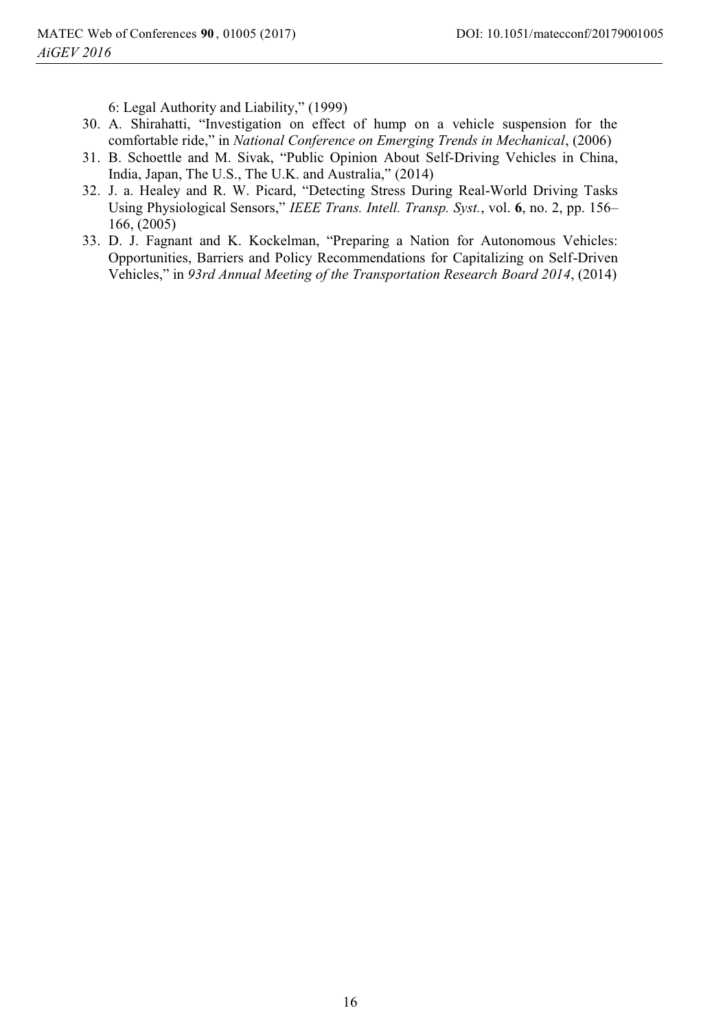6: Legal Authority and Liability," (1999)

30. A. Shirahatti, "Investigation on effect of hump on a vehicle suspension for the comfortable ride," in *National Conference on Emerging Trends in Mechanical*, (2006)
31. B. Schoettle and M. Sivak, "Public Opinion About Self-Driving Vehicles in China, India, Japan, The U.S., The U.K. and Australia," (2014)
32. J. a. Healey and R. W. Picard, "Detecting Stress During Real-World Driving Tasks Using Physiological Sensors," *IEEE Trans. Intell. Transp. Syst.*, vol. **6**, no. 2, pp. 156–166, (2005)
33. D. J. Fagnant and K. Kockelman, "Preparing a Nation for Autonomous Vehicles: Opportunities, Barriers and Policy Recommendations for Capitalizing on Self-Driven Vehicles," in *93rd Annual Meeting of the Transportation Research Board 2014*, (2014)